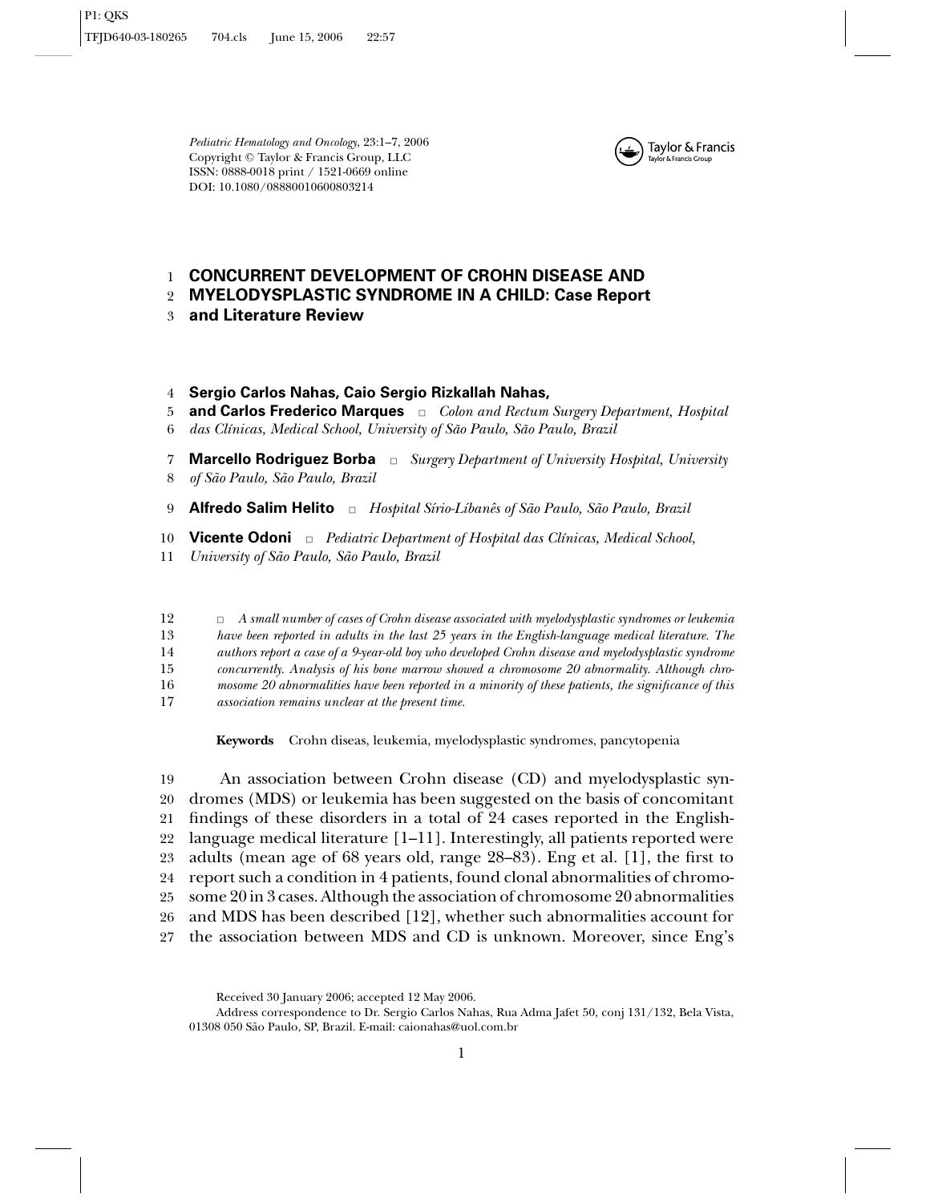Pediatric Hematology and Oncology, 23:1–7, 2006
Copyright © Taylor & Francis Group, LLC
ISSN: 0888-0018 print / 1521-0669 online
DOI: 10.1080/08880010600803214

# CONCURRENT DEVELOPMENT OF CROHN DISEASE AND MYELODYSPLASTIC SYNDROME IN A CHILD: Case Report and Literature Review

**Sergio Carlos Nahas, Caio Sergio Rizkallah Nahas, and Carlos Frederico Marques** □ *Colon and Rectum Surgery Department, Hospital das Clínicas, Medical School, University of São Paulo, São Paulo, Brazil*

**Marcello Rodriguez Borba** □ *Surgery Department of University Hospital, University of São Paulo, São Paulo, Brazil*

**Alfredo Salim Helito** □ *Hospital Sírio-Líbanês of São Paulo, São Paulo, Brazil*

**Vicente Odoni** □ *Pediatric Department of Hospital das Clínicas, Medical School, University of São Paulo, São Paulo, Brazil*

□ *A small number of cases of Crohn disease associated with myelodysplastic syndromes or leukemia have been reported in adults in the last 25 years in the English-language medical literature. The authors report a case of a 9-year-old boy who developed Crohn disease and myelodysplastic syndrome concurrently. Analysis of his bone marrow showed a chromosome 20 abnormality. Although chromosome 20 abnormalities have been reported in a minority of these patients, the significance of this association remains unclear at the present time.*

**Keywords** Crohn diseas, leukemia, myelodysplastic syndromes, pancytopenia

An association between Crohn disease (CD) and myelodysplastic syndromes (MDS) or leukemia has been suggested on the basis of concomitant findings of these disorders in a total of 24 cases reported in the English-language medical literature [1–11]. Interestingly, all patients reported were adults (mean age of 68 years old, range 28–83). Eng et al. [1], the first to report such a condition in 4 patients, found clonal abnormalities of chromosome 20 in 3 cases. Although the association of chromosome 20 abnormalities and MDS has been described [12], whether such abnormalities account for the association between MDS and CD is unknown. Moreover, since Eng's

Received 30 January 2006; accepted 12 May 2006.

Address correspondence to Dr. Sergio Carlos Nahas, Rua Adma Jafet 50, conj 131/132, Bela Vista, 01308 050 São Paulo, SP, Brazil. E-mail: caionahas@uol.com.br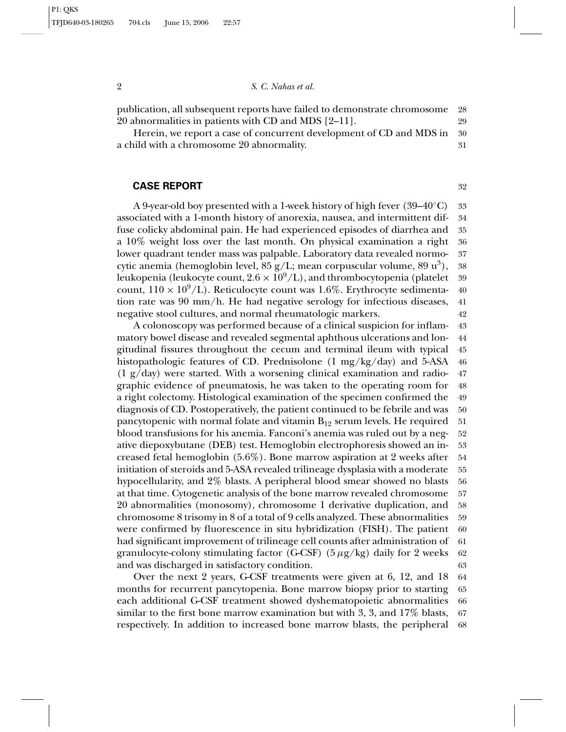publication, all subsequent reports have failed to demonstrate chromosome 20 abnormalities in patients with CD and MDS [2–11].

Herein, we report a case of concurrent development of CD and MDS in a child with a chromosome 20 abnormality.

## CASE REPORT

A 9-year-old boy presented with a 1-week history of high fever (39–40°C) associated with a 1-month history of anorexia, nausea, and intermittent diffuse colicky abdominal pain. He had experienced episodes of diarrhea and a 10% weight loss over the last month. On physical examination a right lower quadrant tender mass was palpable. Laboratory data revealed normocytic anemia (hemoglobin level, 85 g/L; mean corpuscular volume, 89 $u^3$), leukopenia (leukocyte count, $2.6 \times 10^9$/L), and thrombocytopenia (platelet count, $110 \times 10^9$/L). Reticulocyte count was 1.6%. Erythrocyte sedimentation rate was 90 mm/h. He had negative serology for infectious diseases, negative stool cultures, and normal rheumatologic markers.

A colonoscopy was performed because of a clinical suspicion for inflammatory bowel disease and revealed segmental aphthous ulcerations and longitudinal fissures throughout the cecum and terminal ileum with typical histopathologic features of CD. Prednisolone (1 mg/kg/day) and 5-ASA (1 g/day) were started. With a worsening clinical examination and radiographic evidence of pneumatosis, he was taken to the operating room for a right colectomy. Histological examination of the specimen confirmed the diagnosis of CD. Postoperatively, the patient continued to be febrile and was pancytopenic with normal folate and vitamin $B_{12}$ serum levels. He required blood transfusions for his anemia. Fanconi's anemia was ruled out by a negative diepoxybutane (DEB) test. Hemoglobin electrophoresis showed an increased fetal hemoglobin (5.6%). Bone marrow aspiration at 2 weeks after initiation of steroids and 5-ASA revealed trilineage dysplasia with a moderate hypocellularity, and 2% blasts. A peripheral blood smear showed no blasts at that time. Cytogenetic analysis of the bone marrow revealed chromosome 20 abnormalities (monosomy), chromosome 1 derivative duplication, and chromosome 8 trisomy in 8 of a total of 9 cells analyzed. These abnormalities were confirmed by fluorescence in situ hybridization (FISH). The patient had significant improvement of trilineage cell counts after administration of granulocyte-colony stimulating factor (G-CSF) (5 $\mu$g/kg) daily for 2 weeks and was discharged in satisfactory condition.

Over the next 2 years, G-CSF treatments were given at 6, 12, and 18 months for recurrent pancytopenia. Bone marrow biopsy prior to starting each additional G-CSF treatment showed dyshematopoietic abnormalities similar to the first bone marrow examination but with 3, 3, and 17% blasts, respectively. In addition to increased bone marrow blasts, the peripheral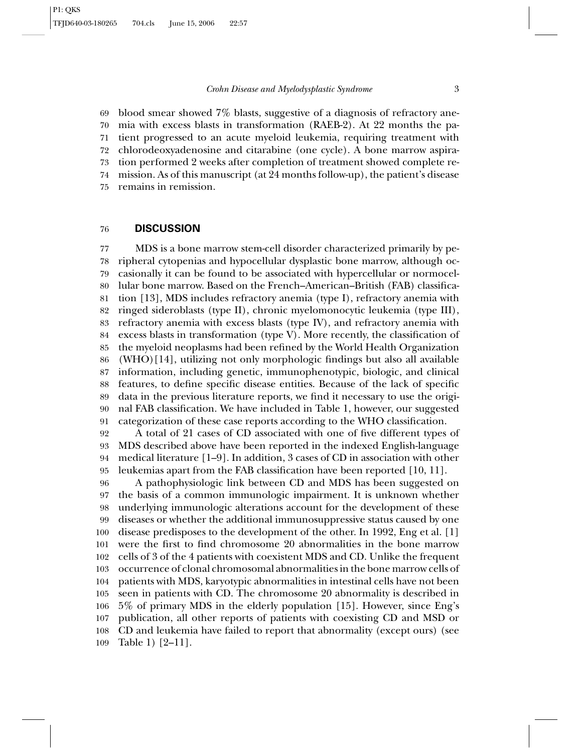blood smear showed 7% blasts, suggestive of a diagnosis of refractory anemia with excess blasts in transformation (RAEB-2). At 22 months the patient progressed to an acute myeloid leukemia, requiring treatment with chlorodeoxyadenosine and citarabine (one cycle). A bone marrow aspiration performed 2 weeks after completion of treatment showed complete remission. As of this manuscript (at 24 months follow-up), the patient's disease remains in remission.

## DISCUSSION

MDS is a bone marrow stem-cell disorder characterized primarily by peripheral cytopenias and hypocellular dysplastic bone marrow, although occasionally it can be found to be associated with hypercellular or normocellular bone marrow. Based on the French–American–British (FAB) classification [13], MDS includes refractory anemia (type I), refractory anemia with ringed sideroblasts (type II), chronic myelomonocytic leukemia (type III), refractory anemia with excess blasts (type IV), and refractory anemia with excess blasts in transformation (type V). More recently, the classification of the myeloid neoplasms had been refined by the World Health Organization (WHO)[14], utilizing not only morphologic findings but also all available information, including genetic, immunophenotypic, biologic, and clinical features, to define specific disease entities. Because of the lack of specific data in the previous literature reports, we find it necessary to use the original FAB classification. We have included in Table 1, however, our suggested categorization of these case reports according to the WHO classification.

A total of 21 cases of CD associated with one of five different types of MDS described above have been reported in the indexed English-language medical literature [1–9]. In addition, 3 cases of CD in association with other leukemias apart from the FAB classification have been reported [10, 11].

A pathophysiologic link between CD and MDS has been suggested on the basis of a common immunologic impairment. It is unknown whether underlying immunologic alterations account for the development of these diseases or whether the additional immunosuppressive status caused by one disease predisposes to the development of the other. In 1992, Eng et al. [1] were the first to find chromosome 20 abnormalities in the bone marrow cells of 3 of the 4 patients with coexistent MDS and CD. Unlike the frequent occurrence of clonal chromosomal abnormalities in the bone marrow cells of patients with MDS, karyotypic abnormalities in intestinal cells have not been seen in patients with CD. The chromosome 20 abnormality is described in 5% of primary MDS in the elderly population [15]. However, since Eng's publication, all other reports of patients with coexisting CD and MSD or CD and leukemia have failed to report that abnormality (except ours) (see Table 1) [2–11].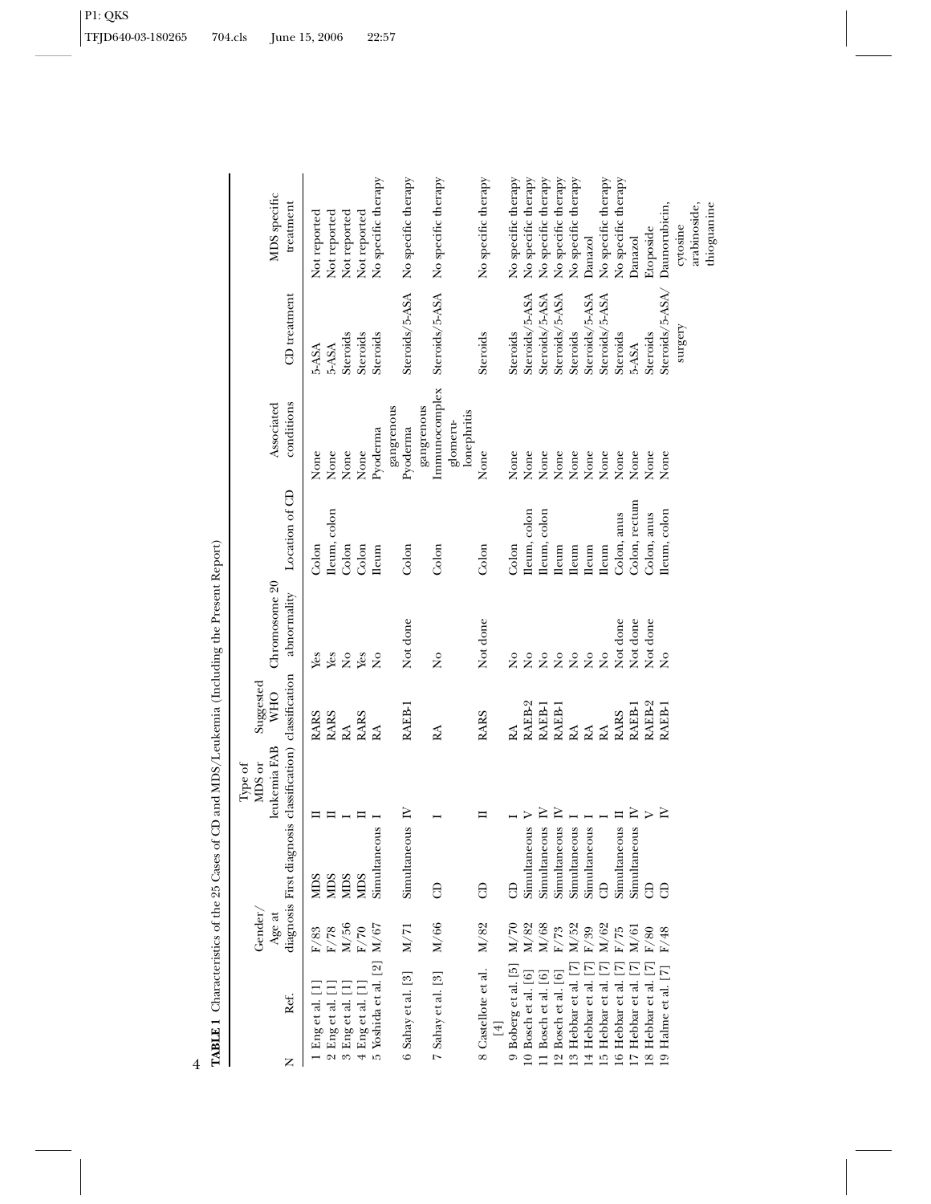**TABLE 1** Characteristics of the 25 Cases of CD and MDS/Leukemia (Including the Present Report)

| N | Ref. | Gender/ Age at diagnosis | First diagnosis | Type of MDS or leukemia FAB classification) | Suggested WHO classification | Chromosome 20 abnormality | Location of CD | Associated conditions | CD treatment | MDS specific treatment |
|---|---|---|---|---|---|---|---|---|---|---|
| 1 | Eng et al. [1] | F/83 | MDS | II | RARS | Yes | Colon | None | 5-ASA | Not reported |
| 2 | Eng et al. [1] | F/78 | MDS | II | RARS | Yes | Ileum, colon | None | 5-ASA | Not reported |
| 3 | Eng et al. [1] | M/56 | MDS | I | RA | No | Colon | None | Steroids | Not reported |
| 4 | Eng et al. [1] | F/70 | MDS | II | RARS | Yes | Colon | None | Steroids | Not reported |
| 5 | Yoshida et al. [2] | M/67 | Simultaneous | I | RA | No | Ileum | Pyoderma gangrenous | Steroids | No specific therapy |
| 6 | Sahay et al. [3] | M/71 | Simultaneous | IV | RAEB-1 | Not done | Colon | Pyoderma gangrenous | Steroids/5-ASA | No specific therapy |
| 7 | Sahay et al. [3] | M/66 | CD | I | RA | No | Colon | Immunocomplex glomerulonephritis | Steroids/5-ASA | No specific therapy |
| 8 | Castellote et al. [4] | M/82 | CD | II | RARS | Not done | Colon | None | Steroids | No specific therapy |
| 9 | Boberg et al. [5] | M/70 | CD | I | RA | No | Colon | None | Steroids | No specific therapy |
| 10 | Bosch et al. [6] | M/82 | Simultaneous | V | RAEB-2 | No | Ileum, colon | None | Steroids/5-ASA | No specific therapy |
| 11 | Bosch et al. [6] | M/68 | Simultaneous | IV | RAEB-1 | No | Ileum, colon | None | Steroids/5-ASA | No specific therapy |
| 12 | Bosch et al. [6] | F/73 | Simultaneous | IV | RAEB-1 | No | Ileum | None | Steroids/5-ASA | No specific therapy |
| 13 | Hebbar et al. [7] | M/52 | Simultaneous | I | RA | No | Ileum | None | Steroids | No specific therapy |
| 14 | Hebbar et al. [7] | F/39 | Simultaneous | I | RA | No | Ileum | None | Steroids/5-ASA | Danazol |
| 15 | Hebbar et al. [7] | M/62 | CD | I | RA | No | Ileum | None | Steroids/5-ASA | No specific therapy |
| 16 | Hebbar et al. [7] | F/75 | Simultaneous | II | RARS | Not done | Colon, anus | None | Steroids | No specific therapy |
| 17 | Hebbar et al. [7] | M/61 | Simultaneous | IV | RAEB-1 | Not done | Colon, rectum | None | 5-ASA | Danazol |
| 18 | Hebbar et al. [7] | F/80 | CD | V | RAEB-2 | Not done | Colon, anus | None | Steroids | Etoposide |
| 19 | Halme et al. [7] | F/48 | CD | IV | RAEB-1 | No | Ileum, colon | None | Steroids/5-ASA/ surgery | Daunorubicin, cytosine arabinoside, thioguanine |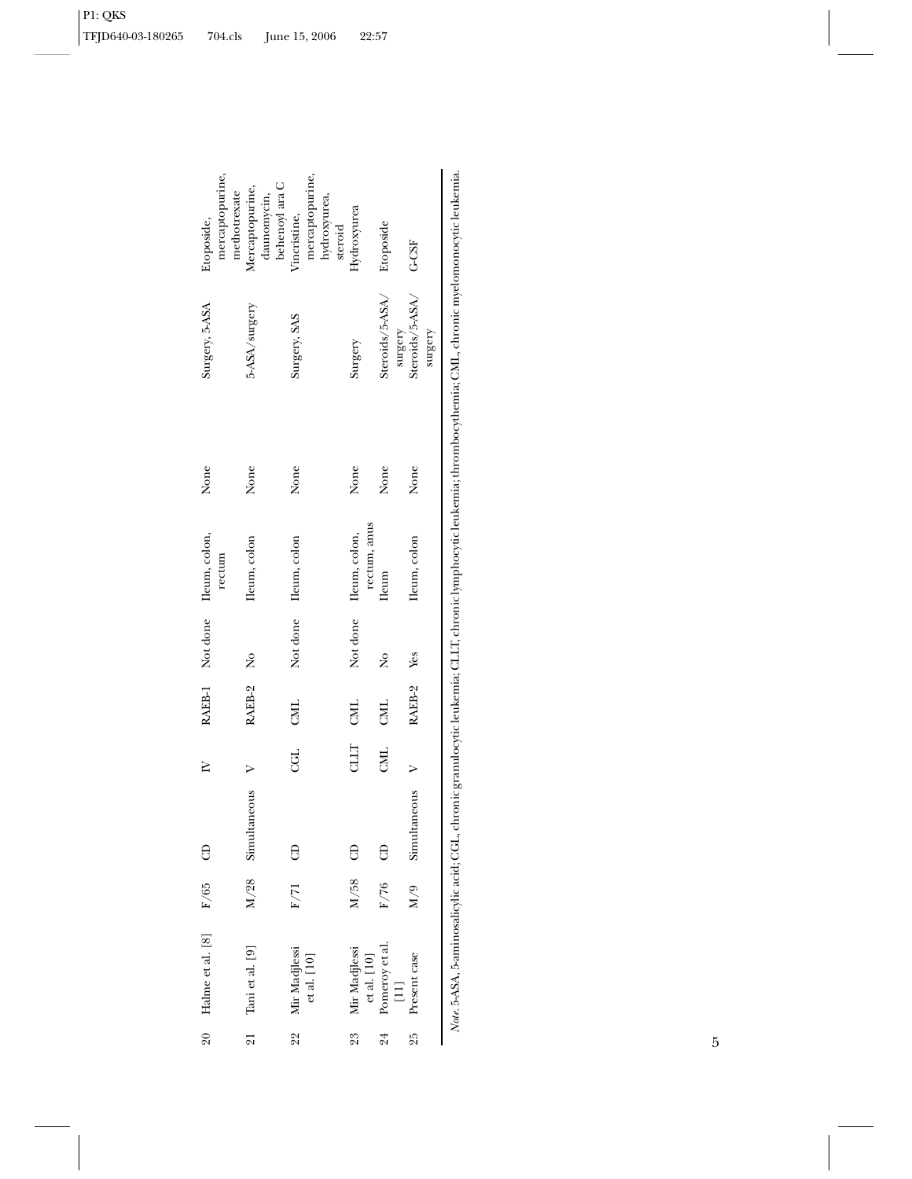| | | | | | | | | | | |
|---|---|---|---|---|---|---|---|---|---|---|
| 20 | Halme et al. [8] | F/65 | CD | IV | RAEB-1 | Not done | Ileum, colon, rectum | None | Surgery, 5-ASA | Etoposide, mercaptopurine, methotrexate |
| 21 | Tani et al. [9] | M/28 | Simultaneous | V | RAEB-2 | No | Ileum, colon | None | 5-ASA/surgery | Mercaptopurine, daunomycin, behenoyl ara C |
| 22 | Mir Madjlessi et al. [10] | F/71 | CD | CGL | CML | Not done | Ileum, colon | None | Surgery, SAS | Vincristine, mercaptopurine, hydroxyurea, steroid |
| 23 | Mir Madjlessi et al. [10] | M/58 | CD | CLLT | CML | Not done | Ileum, colon, rectum, anus | None | Surgery | Hydroxyurea |
| 24 | Pomeroy et al. [11] | F/76 | CD | CML | CML | No | Ileum | None | Steroids/5-ASA/surgery | Etoposide |
| 25 | Present case | M/9 | Simultaneous | V | RAEB-2 | Yes | Ileum, colon | None | Steroids/5-ASA/surgery | G-CSF |

*Note.* 5-ASA, 5-aminosalicylic acid; CGL, chronic granulocytic leukemia; CLLT, chronic lymphocytic leukemia; thrombocythemia; CML, chronic myelomonocytic leukemia.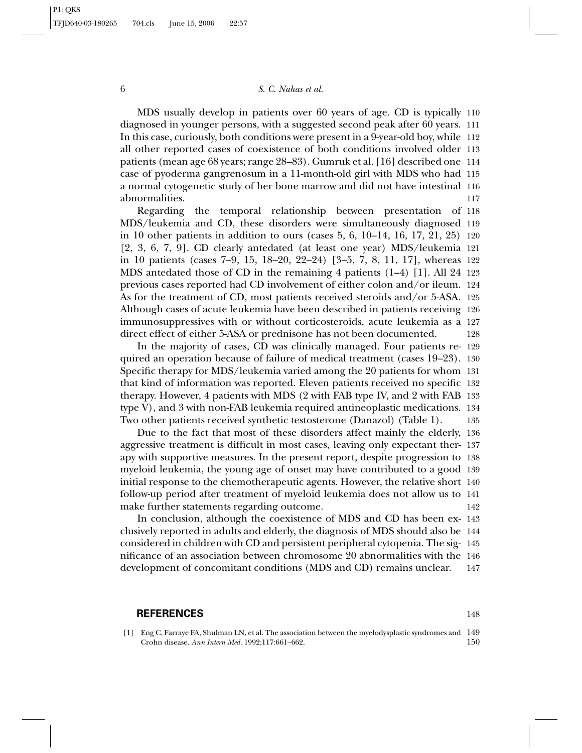MDS usually develop in patients over 60 years of age. CD is typically diagnosed in younger persons, with a suggested second peak after 60 years. In this case, curiously, both conditions were present in a 9-year-old boy, while all other reported cases of coexistence of both conditions involved older patients (mean age 68 years; range 28–83). Gumruk et al. [16] described one case of pyoderma gangrenosum in a 11-month-old girl with MDS who had a normal cytogenetic study of her bone marrow and did not have intestinal abnormalities.

Regarding the temporal relationship between presentation of MDS/leukemia and CD, these disorders were simultaneously diagnosed in 10 other patients in addition to ours (cases 5, 6, 10–14, 16, 17, 21, 25) [2, 3, 6, 7, 9]. CD clearly antedated (at least one year) MDS/leukemia in 10 patients (cases 7–9, 15, 18–20, 22–24) [3–5, 7, 8, 11, 17], whereas MDS antedated those of CD in the remaining 4 patients (1–4) [1]. All 24 previous cases reported had CD involvement of either colon and/or ileum. As for the treatment of CD, most patients received steroids and/or 5-ASA. Although cases of acute leukemia have been described in patients receiving immunosuppressives with or without corticosteroids, acute leukemia as a direct effect of either 5-ASA or prednisone has not been documented.

In the majority of cases, CD was clinically managed. Four patients required an operation because of failure of medical treatment (cases 19–23). Specific therapy for MDS/leukemia varied among the 20 patients for whom that kind of information was reported. Eleven patients received no specific therapy. However, 4 patients with MDS (2 with FAB type IV, and 2 with FAB type V), and 3 with non-FAB leukemia required antineoplastic medications. Two other patients received synthetic testosterone (Danazol) (Table 1).

Due to the fact that most of these disorders affect mainly the elderly, aggressive treatment is difficult in most cases, leaving only expectant therapy with supportive measures. In the present report, despite progression to myeloid leukemia, the young age of onset may have contributed to a good initial response to the chemotherapeutic agents. However, the relative short follow-up period after treatment of myeloid leukemia does not allow us to make further statements regarding outcome.

In conclusion, although the coexistence of MDS and CD has been exclusively reported in adults and elderly, the diagnosis of MDS should also be considered in children with CD and persistent peripheral cytopenia. The significance of an association between chromosome 20 abnormalities with the development of concomitant conditions (MDS and CD) remains unclear.

## REFERENCES

[1] Eng C, Farraye FA, Shulman LN, et al. The association between the myelodysplastic syndromes and Crohn disease. *Ann Intern Med.* 1992;117:661–662.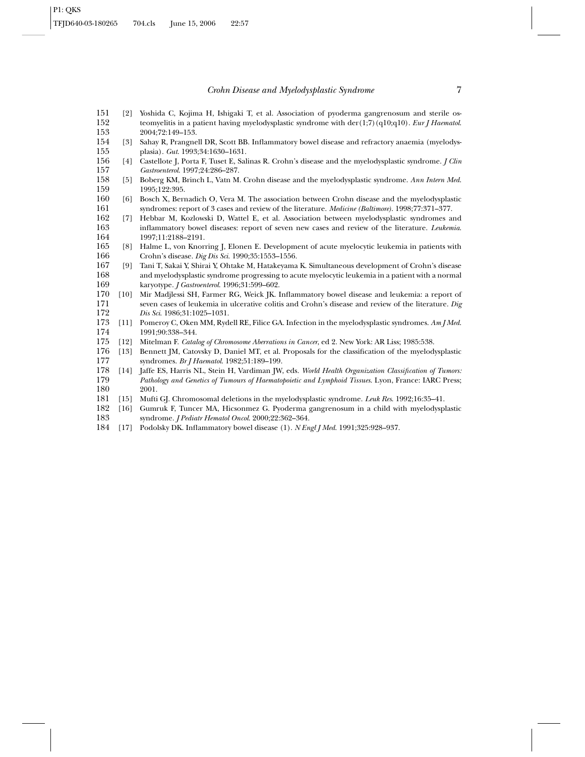[2] Yoshida C, Kojima H, Ishigaki T, et al. Association of pyoderma gangrenosum and sterile osteomyelitis in a patient having myelodysplastic syndrome with der(1;7)(q10;q10). *Eur J Haematol*. 2004;72:149–153.

[3] Sahay R, Prangnell DR, Scott BB. Inflammatory bowel disease and refractory anaemia (myelodysplasia). *Gut*. 1993;34:1630–1631.

[4] Castellote J, Porta F, Tuset E, Salinas R. Crohn's disease and the myelodysplastic syndrome. *J Clin Gastroenterol*. 1997;24:286–287.

[5] Boberg KM, Brinch L, Vatn M. Crohn disease and the myelodysplastic syndrome. *Ann Intern Med*. 1995;122:395.

[6] Bosch X, Bernadich O, Vera M. The association between Crohn disease and the myelodysplastic syndromes: report of 3 cases and review of the literature. *Medicine (Baltimore)*. 1998;77:371–377.

[7] Hebbar M, Kozlowski D, Wattel E, et al. Association between myelodysplastic syndromes and inflammatory bowel diseases: report of seven new cases and review of the literature. *Leukemia*. 1997;11:2188–2191.

[8] Halme L, von Knorring J, Elonen E. Development of acute myelocytic leukemia in patients with Crohn's disease. *Dig Dis Sci*. 1990;35:1553–1556.

[9] Tani T, Sakai Y, Shirai Y, Ohtake M, Hatakeyama K. Simultaneous development of Crohn's disease and myelodysplastic syndrome progressing to acute myelocytic leukemia in a patient with a normal karyotype. *J Gastroenterol*. 1996;31:599–602.

[10] Mir Madjlessi SH, Farmer RG, Weick JK. Inflammatory bowel disease and leukemia: a report of seven cases of leukemia in ulcerative colitis and Crohn's disease and review of the literature. *Dig Dis Sci*. 1986;31:1025–1031.

[11] Pomeroy C, Oken MM, Rydell RE, Filice GA. Infection in the myelodysplastic syndromes. *Am J Med*. 1991;90:338–344.

[12] Mitelman F. *Catalog of Chromosome Aberrations in Cancer*, ed 2. New York: AR Liss; 1985:538.

[13] Bennett JM, Catovsky D, Daniel MT, et al. Proposals for the classification of the myelodysplastic syndromes. *Br J Haematol*. 1982;51:189–199.

[14] Jaffe ES, Harris NL, Stein H, Vardiman JW, eds. *World Health Organization Classification of Tumors: Pathology and Genetics of Tumours of Haematopoietic and Lymphoid Tissues*. Lyon, France: IARC Press; 2001.

[15] Mufti GJ. Chromosomal deletions in the myelodysplastic syndrome. *Leuk Res*. 1992;16:35–41.

[16] Gumruk F, Tuncer MA, Hicsonmez G. Pyoderma gangrenosum in a child with myelodysplastic syndrome. *J Pediatr Hematol Oncol*. 2000;22:362–364.

[17] Podolsky DK. Inflammatory bowel disease (1). *N Engl J Med*. 1991;325:928–937.